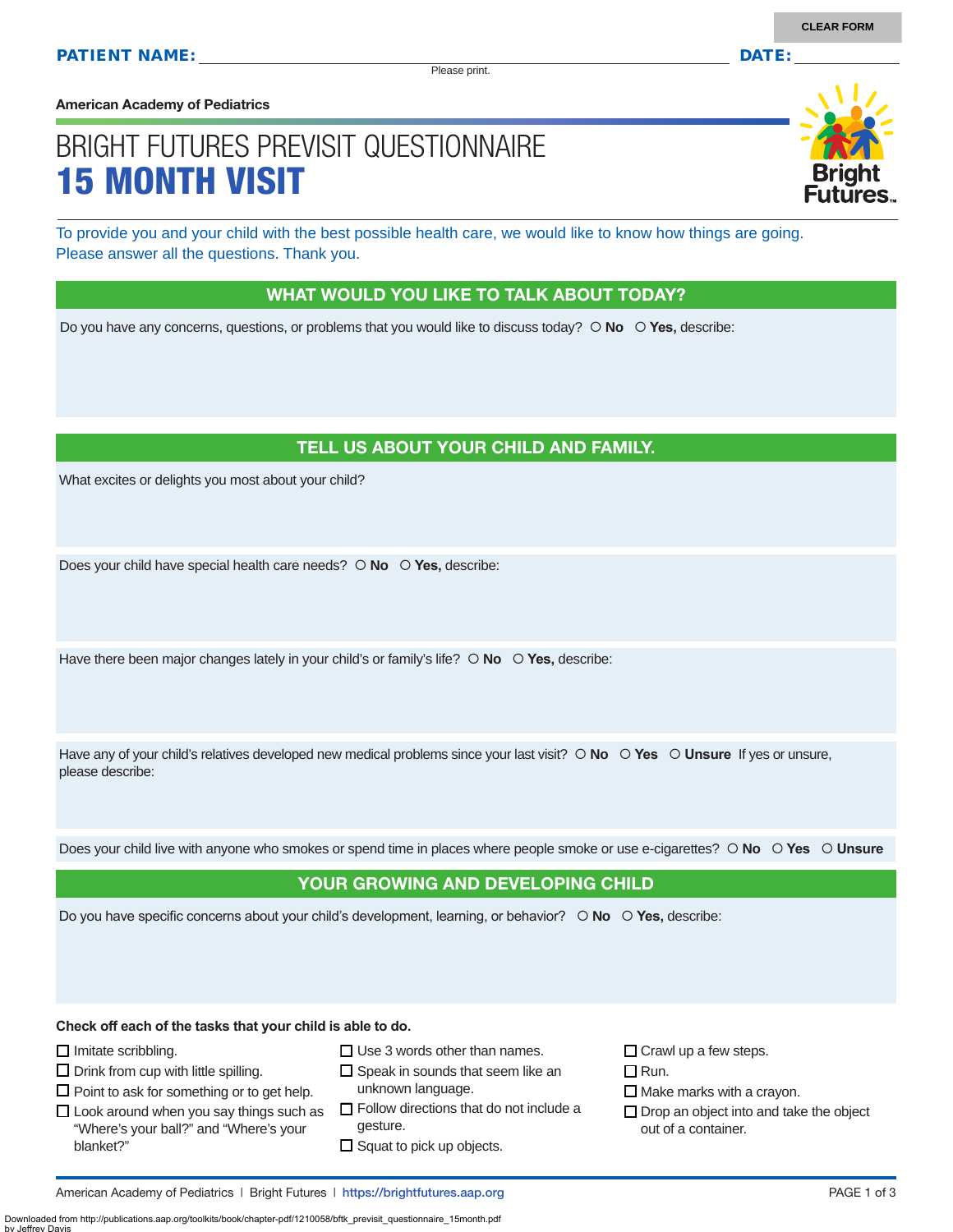**PATIENT NAME:** ______________________________ **DATE:** __________

Please print.

American Academy of Pediatrics

# BRIGHT FUTURES PREVISIT QUESTIONNAIRE
# 15 MONTH VISIT

To provide you and your child with the best possible health care, we would like to know how things are going. Please answer all the questions. Thank you.

## WHAT WOULD YOU LIKE TO TALK ABOUT TODAY?

Do you have any concerns, questions, or problems that you would like to discuss today? ○ **No** ○ **Yes,** describe:

## TELL US ABOUT YOUR CHILD AND FAMILY.

What excites or delights you most about your child?

Does your child have special health care needs? ○ **No** ○ **Yes,** describe:

Have there been major changes lately in your child's or family's life? ○ **No** ○ **Yes,** describe:

Have any of your child's relatives developed new medical problems since your last visit? ○ **No** ○ **Yes** ○ **Unsure** If yes or unsure, please describe:

Does your child live with anyone who smokes or spend time in places where people smoke or use e-cigarettes? ○ **No** ○ **Yes** ○ **Unsure**

## YOUR GROWING AND DEVELOPING CHILD

Do you have specific concerns about your child's development, learning, or behavior? ○ **No** ○ **Yes,** describe:

**Check off each of the tasks that your child is able to do.**

- ☐ Imitate scribbling.
- ☐ Drink from cup with little spilling.
- ☐ Point to ask for something or to get help.
- ☐ Look around when you say things such as "Where's your ball?" and "Where's your blanket?"
- ☐ Use 3 words other than names.
- ☐ Speak in sounds that seem like an unknown language.
- ☐ Follow directions that do not include a gesture.
- ☐ Squat to pick up objects.
- ☐ Crawl up a few steps.
- ☐ Run.
- ☐ Make marks with a crayon.
- ☐ Drop an object into and take the object out of a container.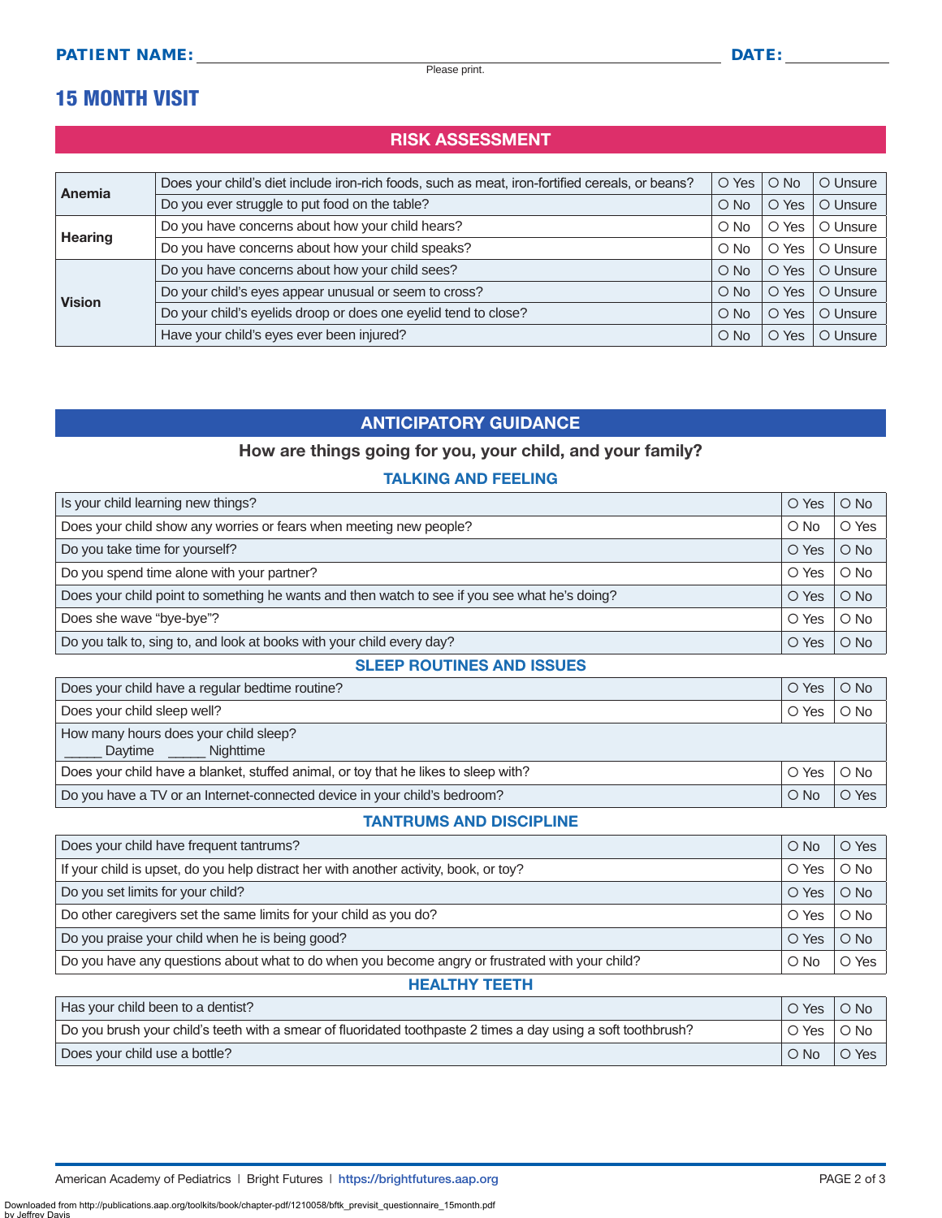**PATIENT NAME:** ______________________________ **DATE:** __________

Please print.

# 15 MONTH VISIT

## RISK ASSESSMENT

| | | | | |
|---|---|---|---|---|
| **Anemia** | Does your child's diet include iron-rich foods, such as meat, iron-fortified cereals, or beans? | ○ Yes | ○ No | ○ Unsure |
| | Do you ever struggle to put food on the table? | ○ No | ○ Yes | ○ Unsure |
| **Hearing** | Do you have concerns about how your child hears? | ○ No | ○ Yes | ○ Unsure |
| | Do you have concerns about how your child speaks? | ○ No | ○ Yes | ○ Unsure |
| **Vision** | Do you have concerns about how your child sees? | ○ No | ○ Yes | ○ Unsure |
| | Do your child's eyes appear unusual or seem to cross? | ○ No | ○ Yes | ○ Unsure |
| | Do your child's eyelids droop or does one eyelid tend to close? | ○ No | ○ Yes | ○ Unsure |
| | Have your child's eyes ever been injured? | ○ No | ○ Yes | ○ Unsure |

## ANTICIPATORY GUIDANCE

### How are things going for you, your child, and your family?

#### TALKING AND FEELING

| | | |
|---|---|---|
| Is your child learning new things? | ○ Yes | ○ No |
| Does your child show any worries or fears when meeting new people? | ○ No | ○ Yes |
| Do you take time for yourself? | ○ Yes | ○ No |
| Do you spend time alone with your partner? | ○ Yes | ○ No |
| Does your child point to something he wants and then watch to see if you see what he's doing? | ○ Yes | ○ No |
| Does she wave "bye-bye"? | ○ Yes | ○ No |
| Do you talk to, sing to, and look at books with your child every day? | ○ Yes | ○ No |

#### SLEEP ROUTINES AND ISSUES

| | | |
|---|---|---|
| Does your child have a regular bedtime routine? | ○ Yes | ○ No |
| Does your child sleep well? | ○ Yes | ○ No |
| How many hours does your child sleep? _____ Daytime _____ Nighttime | | |
| Does your child have a blanket, stuffed animal, or toy that he likes to sleep with? | ○ Yes | ○ No |
| Do you have a TV or an Internet-connected device in your child's bedroom? | ○ No | ○ Yes |

#### TANTRUMS AND DISCIPLINE

| | | |
|---|---|---|
| Does your child have frequent tantrums? | ○ No | ○ Yes |
| If your child is upset, do you help distract her with another activity, book, or toy? | ○ Yes | ○ No |
| Do you set limits for your child? | ○ Yes | ○ No |
| Do other caregivers set the same limits for your child as you do? | ○ Yes | ○ No |
| Do you praise your child when he is being good? | ○ Yes | ○ No |
| Do you have any questions about what to do when you become angry or frustrated with your child? | ○ No | ○ Yes |

#### HEALTHY TEETH

| | | |
|---|---|---|
| Has your child been to a dentist? | ○ Yes | ○ No |
| Do you brush your child's teeth with a smear of fluoridated toothpaste 2 times a day using a soft toothbrush? | ○ Yes | ○ No |
| Does your child use a bottle? | ○ No | ○ Yes |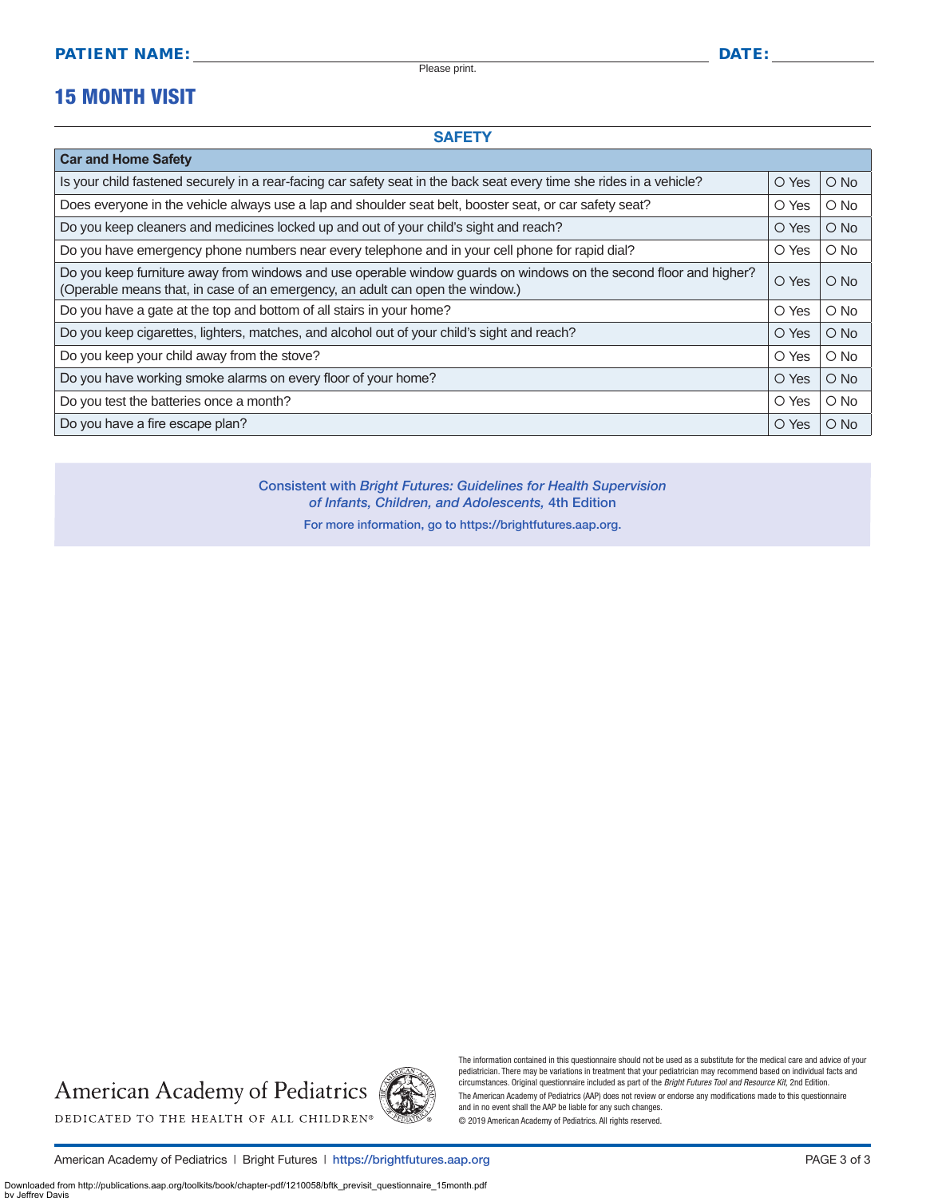**PATIENT NAME:** ______________________________ **DATE:** __________

Please print.

# 15 MONTH VISIT

## SAFETY

| Car and Home Safety | | |
|---|---|---|
| Is your child fastened securely in a rear-facing car safety seat in the back seat every time she rides in a vehicle? | ○ Yes | ○ No |
| Does everyone in the vehicle always use a lap and shoulder seat belt, booster seat, or car safety seat? | ○ Yes | ○ No |
| Do you keep cleaners and medicines locked up and out of your child's sight and reach? | ○ Yes | ○ No |
| Do you have emergency phone numbers near every telephone and in your cell phone for rapid dial? | ○ Yes | ○ No |
| Do you keep furniture away from windows and use operable window guards on windows on the second floor and higher? (Operable means that, in case of an emergency, an adult can open the window.) | ○ Yes | ○ No |
| Do you have a gate at the top and bottom of all stairs in your home? | ○ Yes | ○ No |
| Do you keep cigarettes, lighters, matches, and alcohol out of your child's sight and reach? | ○ Yes | ○ No |
| Do you keep your child away from the stove? | ○ Yes | ○ No |
| Do you have working smoke alarms on every floor of your home? | ○ Yes | ○ No |
| Do you test the batteries once a month? | ○ Yes | ○ No |
| Do you have a fire escape plan? | ○ Yes | ○ No |

Consistent with *Bright Futures: Guidelines for Health Supervision of Infants, Children, and Adolescents,* 4th Edition

For more information, go to https://brightfutures.aap.org.

American Academy of Pediatrics

DEDICATED TO THE HEALTH OF ALL CHILDREN®

The information contained in this questionnaire should not be used as a substitute for the medical care and advice of your pediatrician. There may be variations in treatment that your pediatrician may recommend based on individual facts and circumstances. Original questionnaire included as part of the *Bright Futures Tool and Resource Kit,* 2nd Edition.

The American Academy of Pediatrics (AAP) does not review or endorse any modifications made to this questionnaire and in no event shall the AAP be liable for any such changes.

© 2019 American Academy of Pediatrics. All rights reserved.

Downloaded from http://publications.aap.org/toolkits/book/chapter-pdf/1210058/bftk_previsit_questionnaire_15month.pdf by Jeffrey Davis